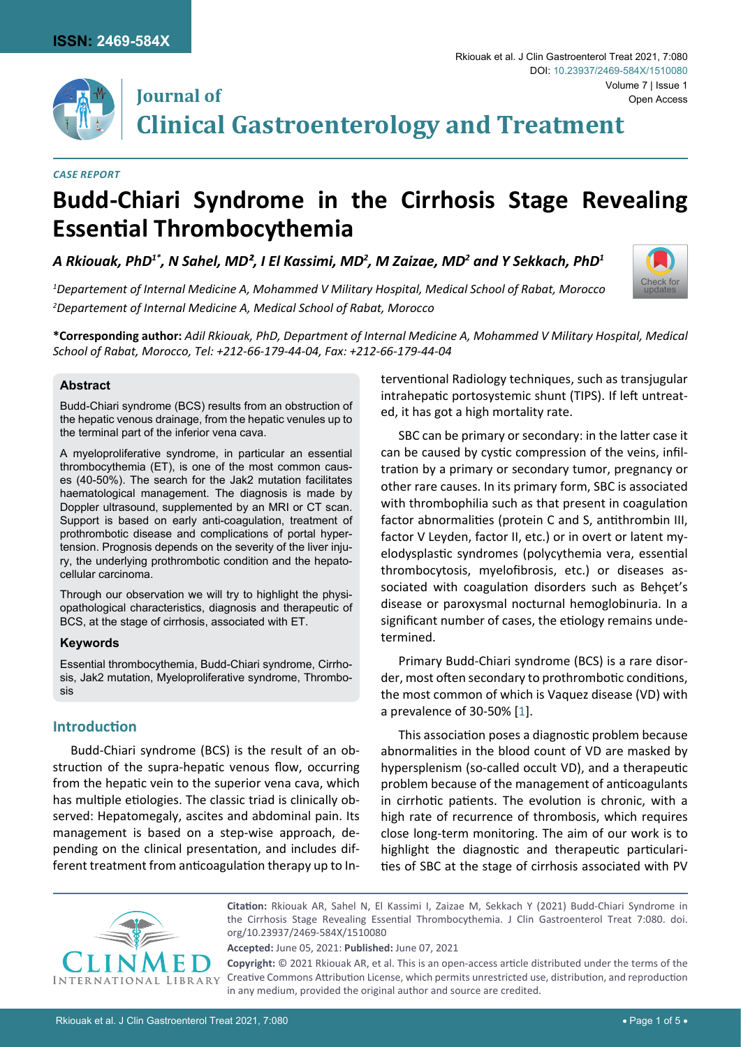*CASE REPORT*

# Budd-Chiari Syndrome in the Cirrhosis Stage Revealing Essential Thrombocythemia

***A Rkiouak, PhD[1*], N Sahel, MD[2], I El Kassimi, MD[2], M Zaizae, MD[2] and Y Sekkach, PhD[1]***

*[1]Departement of Internal Medicine A, Mohammed V Military Hospital, Medical School of Rabat, Morocco*
*[2]Departement of Internal Medicine A, Medical School of Rabat, Morocco*

**\*Corresponding author:** *Adil Rkiouak, PhD, Department of Internal Medicine A, Mohammed V Military Hospital, Medical School of Rabat, Morocco, Tel: +212-66-179-44-04, Fax: +212-66-179-44-04*

### Abstract

Budd-Chiari syndrome (BCS) results from an obstruction of the hepatic venous drainage, from the hepatic venules up to the terminal part of the inferior vena cava.

A myeloproliferative syndrome, in particular an essential thrombocythemia (ET), is one of the most common causes (40-50%). The search for the Jak2 mutation facilitates haematological management. The diagnosis is made by Doppler ultrasound, supplemented by an MRI or CT scan. Support is based on early anti-coagulation, treatment of prothrombotic disease and complications of portal hypertension. Prognosis depends on the severity of the liver injury, the underlying prothrombotic condition and the hepatocellular carcinoma.

Through our observation we will try to highlight the physiopathological characteristics, diagnosis and therapeutic of BCS, at the stage of cirrhosis, associated with ET.

### Keywords

Essential thrombocythemia, Budd-Chiari syndrome, Cirrhosis, Jak2 mutation, Myeloproliferative syndrome, Thrombosis

## Introduction

Budd-Chiari syndrome (BCS) is the result of an obstruction of the supra-hepatic venous flow, occurring from the hepatic vein to the superior vena cava, which has multiple etiologies. The classic triad is clinically observed: Hepatomegaly, ascites and abdominal pain. Its management is based on a step-wise approach, depending on the clinical presentation, and includes different treatment from anticoagulation therapy up to Interventional Radiology techniques, such as transjugular intrahepatic portosystemic shunt (TIPS). If left untreated, it has got a high mortality rate.

SBC can be primary or secondary: in the latter case it can be caused by cystic compression of the veins, infiltration by a primary or secondary tumor, pregnancy or other rare causes. In its primary form, SBC is associated with thrombophilia such as that present in coagulation factor abnormalities (protein C and S, antithrombin III, factor V Leyden, factor II, etc.) or in overt or latent myelodysplastic syndromes (polycythemia vera, essential thrombocytosis, myelofibrosis, etc.) or diseases associated with coagulation disorders such as Behçet's disease or paroxysmal nocturnal hemoglobinuria. In a significant number of cases, the etiology remains undetermined.

Primary Budd-Chiari syndrome (BCS) is a rare disorder, most often secondary to prothrombotic conditions, the most common of which is Vaquez disease (VD) with a prevalence of 30-50% [1].

This association poses a diagnostic problem because abnormalities in the blood count of VD are masked by hypersplenism (so-called occult VD), and a therapeutic problem because of the management of anticoagulants in cirrhotic patients. The evolution is chronic, with a high rate of recurrence of thrombosis, which requires close long-term monitoring. The aim of our work is to highlight the diagnostic and therapeutic particularities of SBC at the stage of cirrhosis associated with PV

**Citation:** Rkiouak AR, Sahel N, El Kassimi I, Zaizae M, Sekkach Y (2021) Budd-Chiari Syndrome in the Cirrhosis Stage Revealing Essential Thrombocythemia. J Clin Gastroenterol Treat 7:080. doi.org/10.23937/2469-584X/1510080

**Accepted:** June 05, 2021: **Published:** June 07, 2021

**Copyright:** © 2021 Rkiouak AR, et al. This is an open-access article distributed under the terms of the Creative Commons Attribution License, which permits unrestricted use, distribution, and reproduction in any medium, provided the original author and source are credited.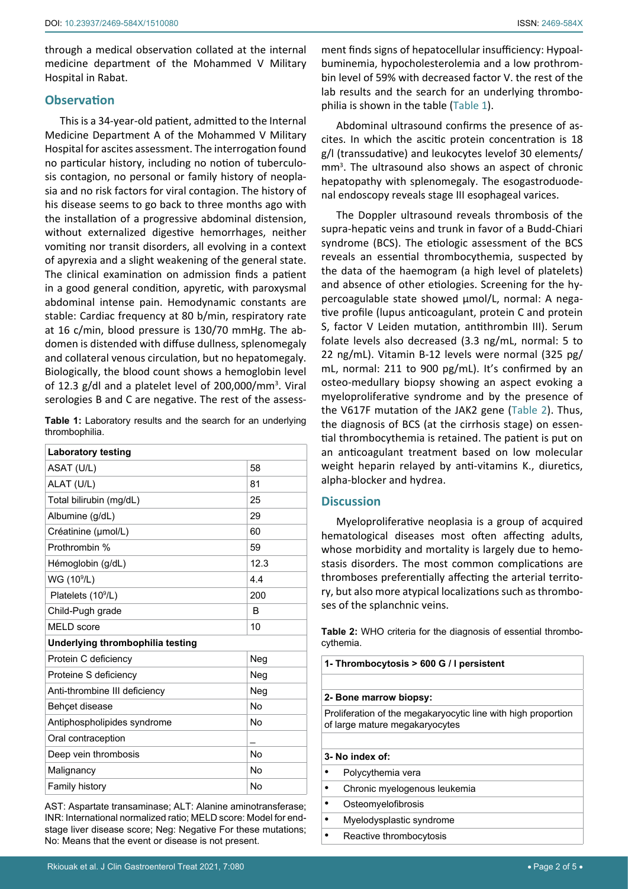through a medical observation collated at the internal medicine department of the Mohammed V Military Hospital in Rabat.

## Observation

This is a 34-year-old patient, admitted to the Internal Medicine Department A of the Mohammed V Military Hospital for ascites assessment. The interrogation found no particular history, including no notion of tuberculosis contagion, no personal or family history of neoplasia and no risk factors for viral contagion. The history of his disease seems to go back to three months ago with the installation of a progressive abdominal distension, without externalized digestive hemorrhages, neither vomiting nor transit disorders, all evolving in a context of apyrexia and a slight weakening of the general state. The clinical examination on admission finds a patient in a good general condition, apyretic, with paroxysmal abdominal intense pain. Hemodynamic constants are stable: Cardiac frequency at 80 b/min, respiratory rate at 16 c/min, blood pressure is 130/70 mmHg. The abdomen is distended with diffuse dullness, splenomegaly and collateral venous circulation, but no hepatomegaly. Biologically, the blood count shows a hemoglobin level of 12.3 g/dl and a platelet level of 200,000/mm$^3$. Viral serologies B and C are negative. The rest of the assessment finds signs of hepatocellular insufficiency: Hypoalbuminemia, hypocholesterolemia and a low prothrombin level of 59% with decreased factor V. the rest of the lab results and the search for an underlying thrombophilia is shown in the table (Table 1).

**Table 1:** Laboratory results and the search for an underlying thrombophilia.

| Laboratory testing | |
|---|---|
| ASAT (U/L) | 58 |
| ALAT (U/L) | 81 |
| Total bilirubin (mg/dL) | 25 |
| Albumine (g/dL) | 29 |
| Créatinine (µmol/L) | 60 |
| Prothrombin % | 59 |
| Hémoglobin (g/dL) | 12.3 |
| WG ($10^9$/L) | 4.4 |
| Platelets ($10^9$/L) | 200 |
| Child-Pugh grade | B |
| MELD score | 10 |
| **Underlying thrombophilia testing** | |
| Protein C deficiency | Neg |
| Proteine S deficiency | Neg |
| Anti-thrombine III deficiency | Neg |
| Behçet disease | No |
| Antiphospholipides syndrome | No |
| Oral contraception | _ |
| Deep vein thrombosis | No |
| Malignancy | No |
| Family history | No |

AST: Aspartate transaminase; ALT: Alanine aminotransferase; INR: International normalized ratio; MELD score: Model for end-stage liver disease score; Neg: Negative For these mutations; No: Means that the event or disease is not present.

Abdominal ultrasound confirms the presence of ascites. In which the ascitic protein concentration is 18 g/l (transsudative) and leukocytes levelof 30 elements/mm$^3$. The ultrasound also shows an aspect of chronic hepatopathy with splenomegaly. The esogastroduodenal endoscopy reveals stage III esophageal varices.

The Doppler ultrasound reveals thrombosis of the supra-hepatic veins and trunk in favor of a Budd-Chiari syndrome (BCS). The etiologic assessment of the BCS reveals an essential thrombocythemia, suspected by the data of the haemogram (a high level of platelets) and absence of other etiologies. Screening for the hypercoagulable state showed µmol/L, normal: A negative profile (lupus anticoagulant, protein C and protein S, factor V Leiden mutation, antithrombin III). Serum folate levels also decreased (3.3 ng/mL, normal: 5 to 22 ng/mL). Vitamin B-12 levels were normal (325 pg/mL, normal: 211 to 900 pg/mL). It's confirmed by an osteo-medullary biopsy showing an aspect evoking a myeloproliferative syndrome and by the presence of the V617F mutation of the JAK2 gene (Table 2). Thus, the diagnosis of BCS (at the cirrhosis stage) on essential thrombocythemia is retained. The patient is put on an anticoagulant treatment based on low molecular weight heparin relayed by anti-vitamins K., diuretics, alpha-blocker and hydrea.

## Discussion

Myeloproliferative neoplasia is a group of acquired hematological diseases most often affecting adults, whose morbidity and mortality is largely due to hemostasis disorders. The most common complications are thromboses preferentially affecting the arterial territory, but also more atypical localizations such as thromboses of the splanchnic veins.

**Table 2:** WHO criteria for the diagnosis of essential thrombocythemia.

| **1- Thrombocytosis > 600 G / l persistent** |
|---|
| |
| **2- Bone marrow biopsy:** |
| Proliferation of the megakaryocytic line with high proportion of large mature megakaryocytes |
| |
| **3- No index of:** |
| • Polycythemia vera |
| • Chronic myelogenous leukemia |
| • Osteomyelofibrosis |
| • Myelodysplastic syndrome |
| • Reactive thrombocytosis |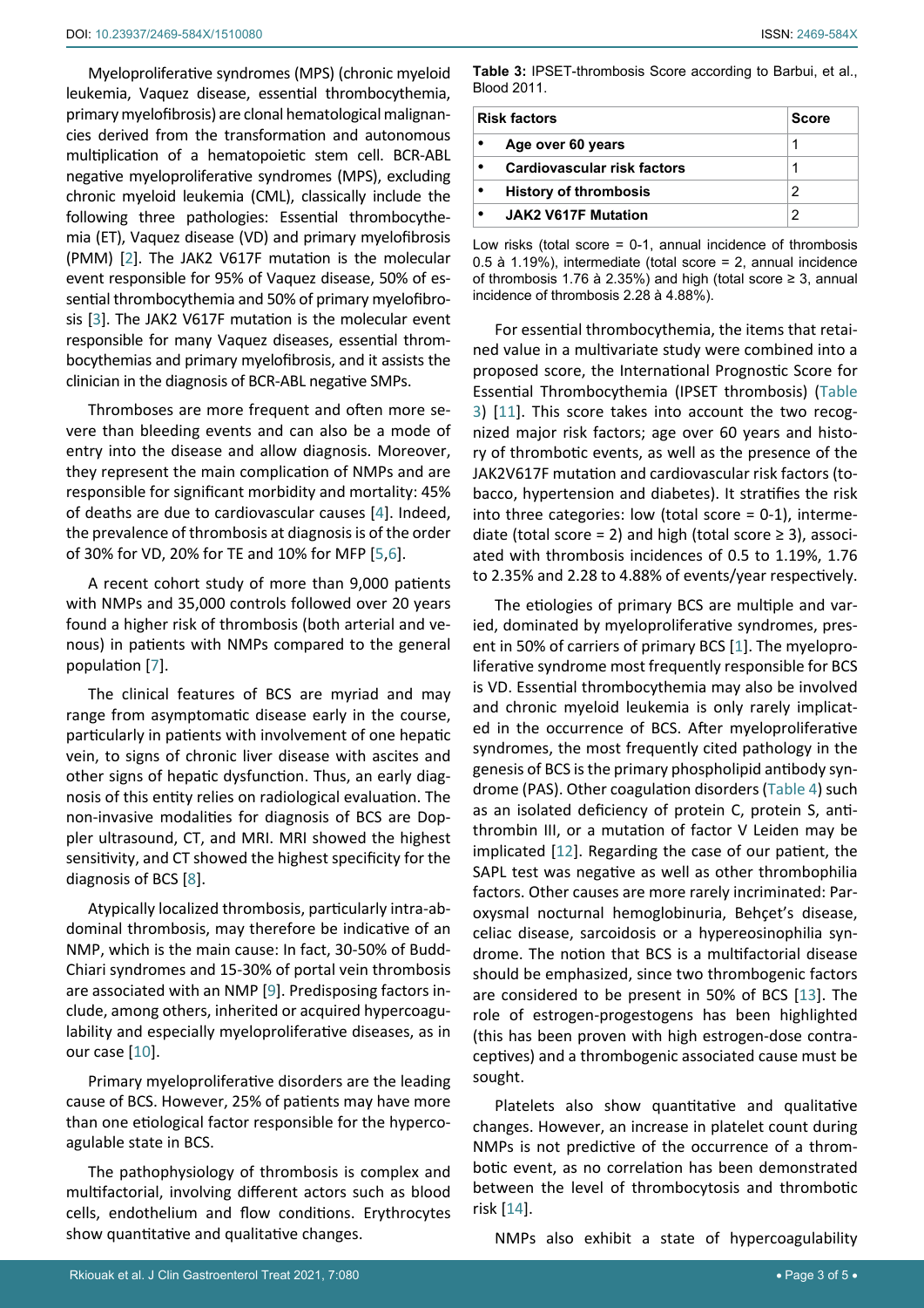Myeloproliferative syndromes (MPS) (chronic myeloid leukemia, Vaquez disease, essential thrombocythemia, primary myelofibrosis) are clonal hematological malignancies derived from the transformation and autonomous multiplication of a hematopoietic stem cell. BCR-ABL negative myeloproliferative syndromes (MPS), excluding chronic myeloid leukemia (CML), classically include the following three pathologies: Essential thrombocythemia (ET), Vaquez disease (VD) and primary myelofibrosis (PMM) [2]. The JAK2 V617F mutation is the molecular event responsible for 95% of Vaquez disease, 50% of essential thrombocythemia and 50% of primary myelofibrosis [3]. The JAK2 V617F mutation is the molecular event responsible for many Vaquez diseases, essential thrombocythemias and primary myelofibrosis, and it assists the clinician in the diagnosis of BCR-ABL negative SMPs.

Thromboses are more frequent and often more severe than bleeding events and can also be a mode of entry into the disease and allow diagnosis. Moreover, they represent the main complication of NMPs and are responsible for significant morbidity and mortality: 45% of deaths are due to cardiovascular causes [4]. Indeed, the prevalence of thrombosis at diagnosis is of the order of 30% for VD, 20% for TE and 10% for MFP [5,6].

A recent cohort study of more than 9,000 patients with NMPs and 35,000 controls followed over 20 years found a higher risk of thrombosis (both arterial and venous) in patients with NMPs compared to the general population [7].

The clinical features of BCS are myriad and may range from asymptomatic disease early in the course, particularly in patients with involvement of one hepatic vein, to signs of chronic liver disease with ascites and other signs of hepatic dysfunction. Thus, an early diagnosis of this entity relies on radiological evaluation. The non-invasive modalities for diagnosis of BCS are Doppler ultrasound, CT, and MRI. MRI showed the highest sensitivity, and CT showed the highest specificity for the diagnosis of BCS [8].

Atypically localized thrombosis, particularly intra-abdominal thrombosis, may therefore be indicative of an NMP, which is the main cause: In fact, 30-50% of Budd-Chiari syndromes and 15-30% of portal vein thrombosis are associated with an NMP [9]. Predisposing factors include, among others, inherited or acquired hypercoagulability and especially myeloproliferative diseases, as in our case [10].

Primary myeloproliferative disorders are the leading cause of BCS. However, 25% of patients may have more than one etiological factor responsible for the hypercoagulable state in BCS.

The pathophysiology of thrombosis is complex and multifactorial, involving different actors such as blood cells, endothelium and flow conditions. Erythrocytes show quantitative and qualitative changes.

**Table 3:** IPSET-thrombosis Score according to Barbui, et al., Blood 2011.

| Risk factors | Score |
|---|---|
| • **Age over 60 years** | 1 |
| • **Cardiovascular risk factors** | 1 |
| • **History of thrombosis** | 2 |
| • **JAK2 V617F Mutation** | 2 |

Low risks (total score = 0-1, annual incidence of thrombosis 0.5 à 1.19%), intermediate (total score = 2, annual incidence of thrombosis 1.76 à 2.35%) and high (total score ≥ 3, annual incidence of thrombosis 2.28 à 4.88%).

For essential thrombocythemia, the items that retained value in a multivariate study were combined into a proposed score, the International Prognostic Score for Essential Thrombocythemia (IPSET thrombosis) (Table 3) [11]. This score takes into account the two recognized major risk factors; age over 60 years and history of thrombotic events, as well as the presence of the JAK2V617F mutation and cardiovascular risk factors (tobacco, hypertension and diabetes). It stratifies the risk into three categories: low (total score = 0-1), intermediate (total score = 2) and high (total score ≥ 3), associated with thrombosis incidences of 0.5 to 1.19%, 1.76 to 2.35% and 2.28 to 4.88% of events/year respectively.

The etiologies of primary BCS are multiple and varied, dominated by myeloproliferative syndromes, present in 50% of carriers of primary BCS [1]. The myeloproliferative syndrome most frequently responsible for BCS is VD. Essential thrombocythemia may also be involved and chronic myeloid leukemia is only rarely implicated in the occurrence of BCS. After myeloproliferative syndromes, the most frequently cited pathology in the genesis of BCS is the primary phospholipid antibody syndrome (PAS). Other coagulation disorders (Table 4) such as an isolated deficiency of protein C, protein S, antithrombin III, or a mutation of factor V Leiden may be implicated [12]. Regarding the case of our patient, the SAPL test was negative as well as other thrombophilia factors. Other causes are more rarely incriminated: Paroxysmal nocturnal hemoglobinuria, Behçet's disease, celiac disease, sarcoidosis or a hypereosinophilia syndrome. The notion that BCS is a multifactorial disease should be emphasized, since two thrombogenic factors are considered to be present in 50% of BCS [13]. The role of estrogen-progestogens has been highlighted (this has been proven with high estrogen-dose contraceptives) and a thrombogenic associated cause must be sought.

Platelets also show quantitative and qualitative changes. However, an increase in platelet count during NMPs is not predictive of the occurrence of a thrombotic event, as no correlation has been demonstrated between the level of thrombocytosis and thrombotic risk [14].

NMPs also exhibit a state of hypercoagulability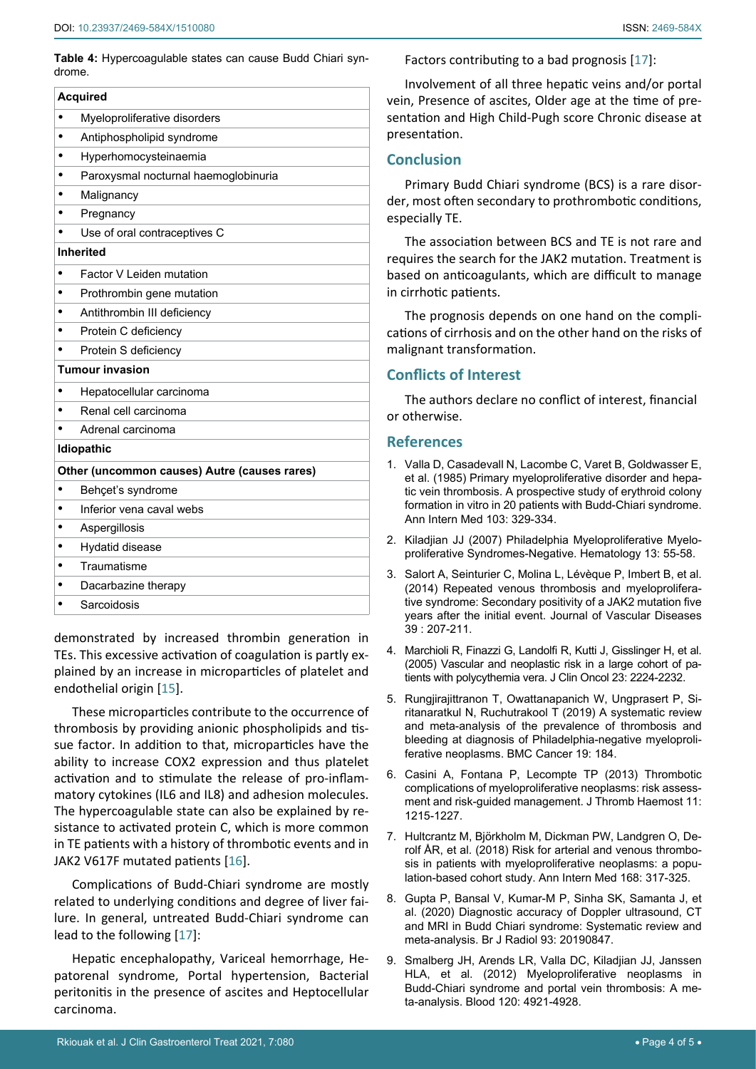**Table 4:** Hypercoagulable states can cause Budd Chiari syndrome.

| Acquired |
|---|
| • Myeloproliferative disorders |
| • Antiphospholipid syndrome |
| • Hyperhomocysteinaemia |
| • Paroxysmal nocturnal haemoglobinuria |
| • Malignancy |
| • Pregnancy |
| • Use of oral contraceptives C |
| **Inherited** |
| • Factor V Leiden mutation |
| • Prothrombin gene mutation |
| • Antithrombin III deficiency |
| • Protein C deficiency |
| • Protein S deficiency |
| **Tumour invasion** |
| • Hepatocellular carcinoma |
| • Renal cell carcinoma |
| • Adrenal carcinoma |
| **Idiopathic** |
| **Other (uncommon causes) Autre (causes rares)** |
| • Behçet's syndrome |
| • Inferior vena caval webs |
| • Aspergillosis |
| • Hydatid disease |
| • Traumatisme |
| • Dacarbazine therapy |
| • Sarcoidosis |

demonstrated by increased thrombin generation in TEs. This excessive activation of coagulation is partly explained by an increase in microparticles of platelet and endothelial origin [15].

These microparticles contribute to the occurrence of thrombosis by providing anionic phospholipids and tissue factor. In addition to that, microparticles have the ability to increase COX2 expression and thus platelet activation and to stimulate the release of pro-inflammatory cytokines (IL6 and IL8) and adhesion molecules. The hypercoagulable state can also be explained by resistance to activated protein C, which is more common in TE patients with a history of thrombotic events and in JAK2 V617F mutated patients [16].

Complications of Budd-Chiari syndrome are mostly related to underlying conditions and degree of liver failure. In general, untreated Budd-Chiari syndrome can lead to the following [17]:

Hepatic encephalopathy, Variceal hemorrhage, Hepatorenal syndrome, Portal hypertension, Bacterial peritonitis in the presence of ascites and Heptocellular carcinoma.

Factors contributing to a bad prognosis [17]:

Involvement of all three hepatic veins and/or portal vein, Presence of ascites, Older age at the time of presentation and High Child-Pugh score Chronic disease at presentation.

## Conclusion

Primary Budd Chiari syndrome (BCS) is a rare disorder, most often secondary to prothrombotic conditions, especially TE.

The association between BCS and TE is not rare and requires the search for the JAK2 mutation. Treatment is based on anticoagulants, which are difficult to manage in cirrhotic patients.

The prognosis depends on one hand on the complications of cirrhosis and on the other hand on the risks of malignant transformation.

## Conflicts of Interest

The authors declare no conflict of interest, financial or otherwise.

## References

1. Valla D, Casadevall N, Lacombe C, Varet B, Goldwasser E, et al. (1985) Primary myeloproliferative disorder and hepatic vein thrombosis. A prospective study of erythroid colony formation in vitro in 20 patients with Budd-Chiari syndrome. Ann Intern Med 103: 329-334.
2. Kiladjian JJ (2007) Philadelphia Myeloproliferative Myeloproliferative Syndromes-Negative. Hematology 13: 55-58.
3. Salort A, Seinturier C, Molina L, Lévèque P, Imbert B, et al. (2014) Repeated venous thrombosis and myeloproliferative syndrome: Secondary positivity of a JAK2 mutation five years after the initial event. Journal of Vascular Diseases 39 : 207-211.
4. Marchioli R, Finazzi G, Landolfi R, Kutti J, Gisslinger H, et al. (2005) Vascular and neoplastic risk in a large cohort of patients with polycythemia vera. J Clin Oncol 23: 2224-2232.
5. Rungjirajittranon T, Owattanapanich W, Ungprasert P, Siritanaratkul N, Ruchutrakool T (2019) A systematic review and meta-analysis of the prevalence of thrombosis and bleeding at diagnosis of Philadelphia-negative myeloproliferative neoplasms. BMC Cancer 19: 184.
6. Casini A, Fontana P, Lecompte TP (2013) Thrombotic complications of myeloproliferative neoplasms: risk assessment and risk-guided management. J Thromb Haemost 11: 1215-1227.
7. Hultcrantz M, Björkholm M, Dickman PW, Landgren O, Derolf ÅR, et al. (2018) Risk for arterial and venous thrombosis in patients with myeloproliferative neoplasms: a population-based cohort study. Ann Intern Med 168: 317-325.
8. Gupta P, Bansal V, Kumar-M P, Sinha SK, Samanta J, et al. (2020) Diagnostic accuracy of Doppler ultrasound, CT and MRI in Budd Chiari syndrome: Systematic review and meta-analysis. Br J Radiol 93: 20190847.
9. Smalberg JH, Arends LR, Valla DC, Kiladjian JJ, Janssen HLA, et al. (2012) Myeloproliferative neoplasms in Budd-Chiari syndrome and portal vein thrombosis: A meta-analysis. Blood 120: 4921-4928.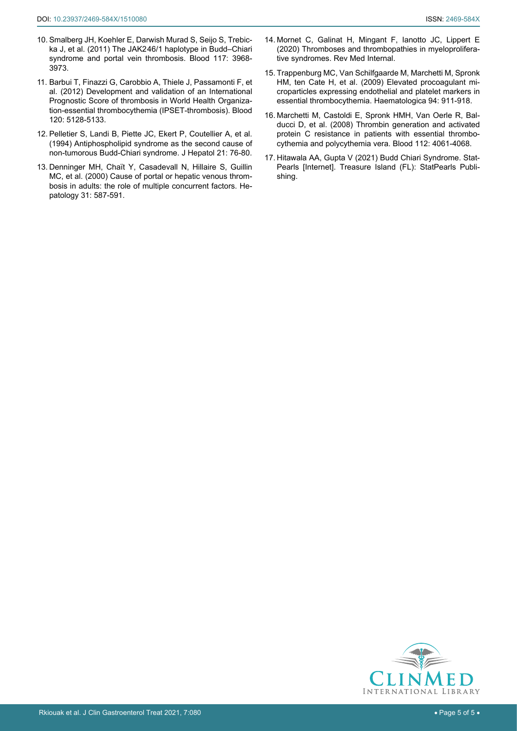10. Smalberg JH, Koehler E, Darwish Murad S, Seijo S, Trebicka J, et al. (2011) The JAK246/1 haplotype in Budd–Chiari syndrome and portal vein thrombosis. Blood 117: 3968-3973.

11. Barbui T, Finazzi G, Carobbio A, Thiele J, Passamonti F, et al. (2012) Development and validation of an International Prognostic Score of thrombosis in World Health Organization-essential thrombocythemia (IPSET-thrombosis). Blood 120: 5128-5133.

12. Pelletier S, Landi B, Piette JC, Ekert P, Coutellier A, et al. (1994) Antiphospholipid syndrome as the second cause of non-tumorous Budd-Chiari syndrome. J Hepatol 21: 76-80.

13. Denninger MH, Chaït Y, Casadevall N, Hillaire S, Guillin MC, et al. (2000) Cause of portal or hepatic venous thrombosis in adults: the role of multiple concurrent factors. Hepatology 31: 587-591.

14. Mornet C, Galinat H, Mingant F, Ianotto JC, Lippert E (2020) Thromboses and thrombopathies in myeloproliferative syndromes. Rev Med Internal.

15. Trappenburg MC, Van Schilfgaarde M, Marchetti M, Spronk HM, ten Cate H, et al. (2009) Elevated procoagulant microparticles expressing endothelial and platelet markers in essential thrombocythemia. Haematologica 94: 911-918.

16. Marchetti M, Castoldi E, Spronk HMH, Van Oerle R, Balducci D, et al. (2008) Thrombin generation and activated protein C resistance in patients with essential thrombocythemia and polycythemia vera. Blood 112: 4061-4068.

17. Hitawala AA, Gupta V (2021) Budd Chiari Syndrome. StatPearls [Internet]. Treasure Island (FL): StatPearls Publishing.